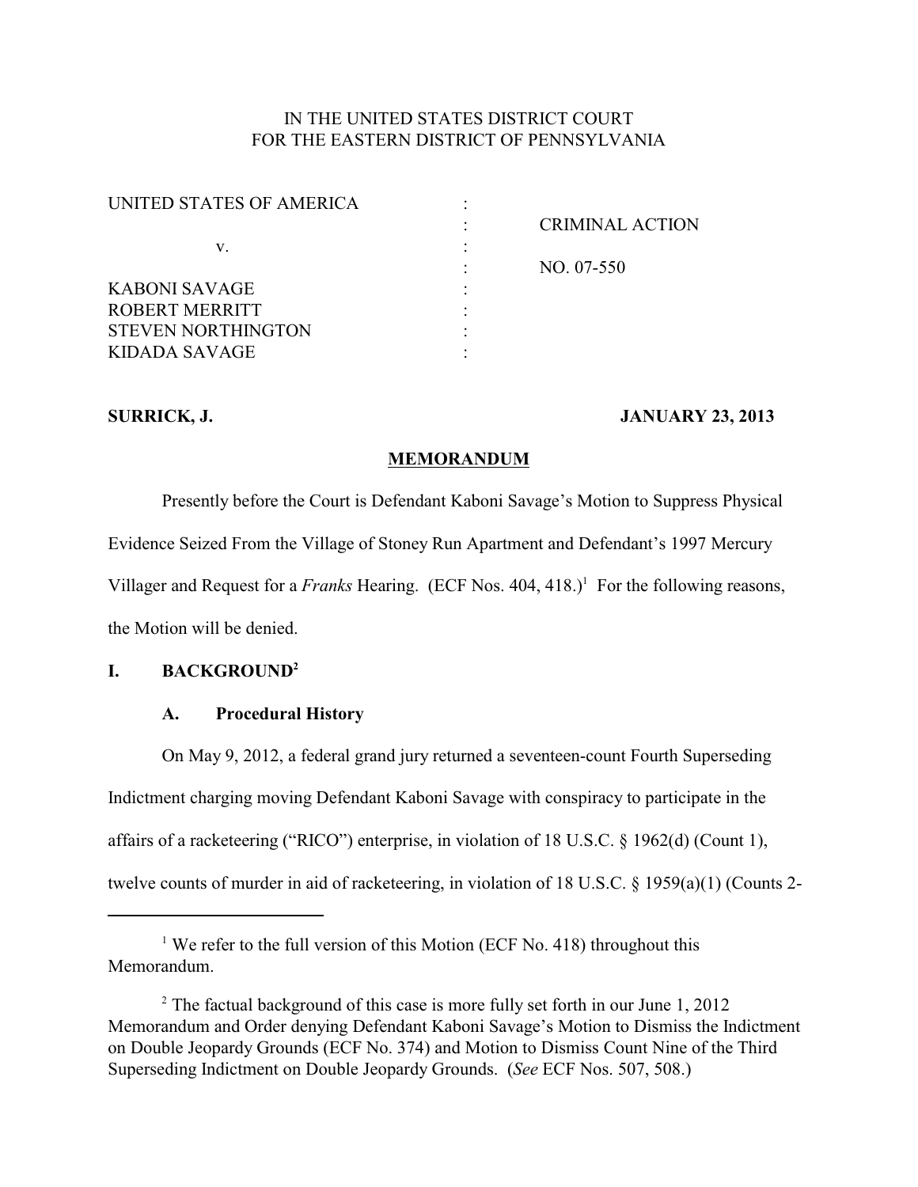IN THE UNITED STATES DISTRICT COURT
FOR THE EASTERN DISTRICT OF PENNSYLVANIA

| | | |
|---|---|---|
| UNITED STATES OF AMERICA | : | |
| | : | CRIMINAL ACTION |
| v. | : | |
| | : | NO. 07-550 |
| KABONI SAVAGE | : | |
| ROBERT MERRITT | : | |
| STEVEN NORTHINGTON | : | |
| KIDADA SAVAGE | : | |

**SURRICK, J.** **JANUARY 23, 2013**

**MEMORANDUM**

Presently before the Court is Defendant Kaboni Savage's Motion to Suppress Physical Evidence Seized From the Village of Stoney Run Apartment and Defendant's 1997 Mercury Villager and Request for a *Franks* Hearing. (ECF Nos. 404, 418.)[1] For the following reasons, the Motion will be denied.

## I. BACKGROUND[2]

### A. Procedural History

On May 9, 2012, a federal grand jury returned a seventeen-count Fourth Superseding Indictment charging moving Defendant Kaboni Savage with conspiracy to participate in the affairs of a racketeering ("RICO") enterprise, in violation of 18 U.S.C. § 1962(d) (Count 1), twelve counts of murder in aid of racketeering, in violation of 18 U.S.C. § 1959(a)(1) (Counts 2-

[1] We refer to the full version of this Motion (ECF No. 418) throughout this Memorandum.

[2] The factual background of this case is more fully set forth in our June 1, 2012 Memorandum and Order denying Defendant Kaboni Savage's Motion to Dismiss the Indictment on Double Jeopardy Grounds (ECF No. 374) and Motion to Dismiss Count Nine of the Third Superseding Indictment on Double Jeopardy Grounds. (*See* ECF Nos. 507, 508.)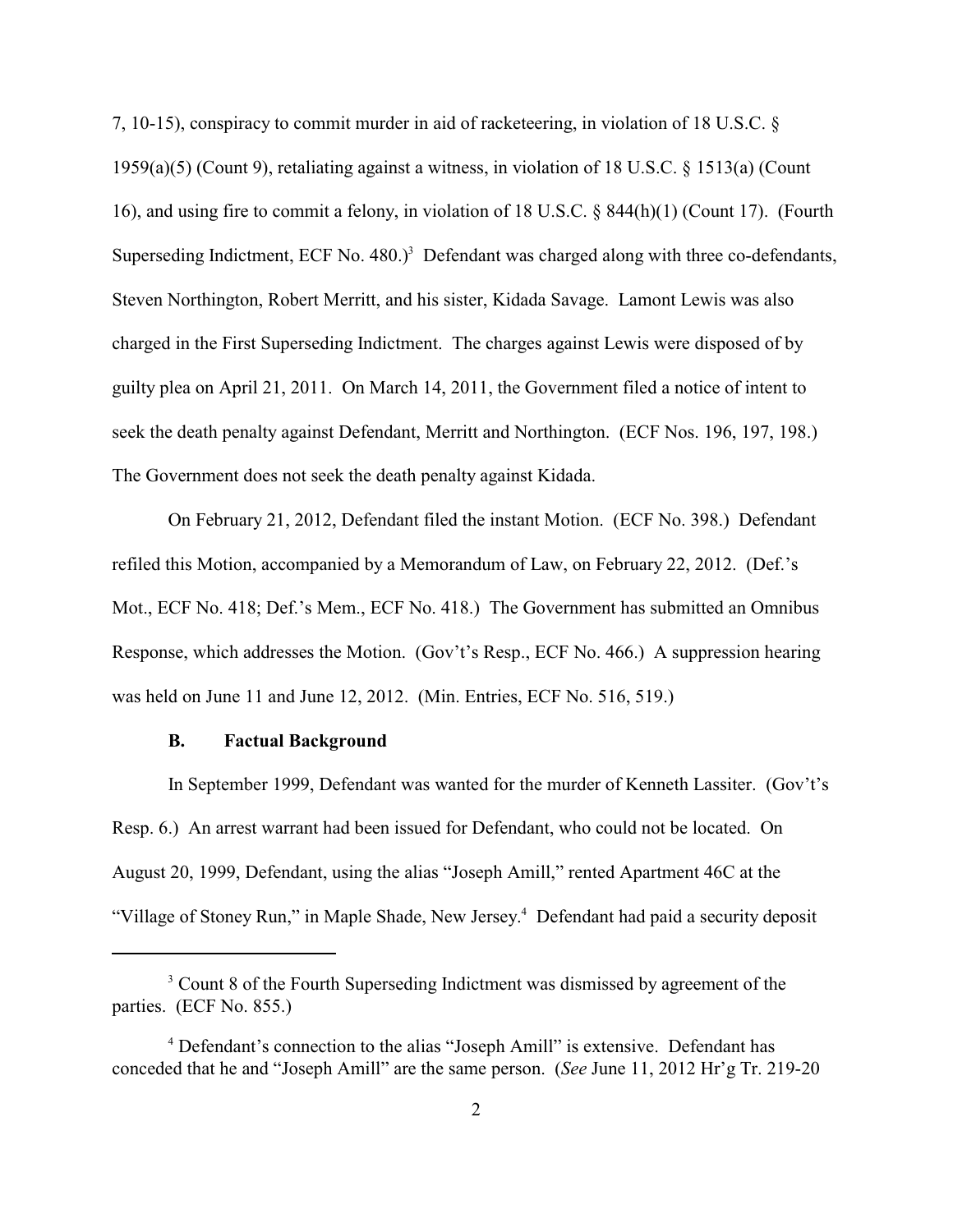7, 10-15), conspiracy to commit murder in aid of racketeering, in violation of 18 U.S.C. § 1959(a)(5) (Count 9), retaliating against a witness, in violation of 18 U.S.C. § 1513(a) (Count 16), and using fire to commit a felony, in violation of 18 U.S.C. § 844(h)(1) (Count 17). (Fourth Superseding Indictment, ECF No. 480.)[3] Defendant was charged along with three co-defendants, Steven Northington, Robert Merritt, and his sister, Kidada Savage. Lamont Lewis was also charged in the First Superseding Indictment. The charges against Lewis were disposed of by guilty plea on April 21, 2011. On March 14, 2011, the Government filed a notice of intent to seek the death penalty against Defendant, Merritt and Northington. (ECF Nos. 196, 197, 198.) The Government does not seek the death penalty against Kidada.

On February 21, 2012, Defendant filed the instant Motion. (ECF No. 398.) Defendant refiled this Motion, accompanied by a Memorandum of Law, on February 22, 2012. (Def.'s Mot., ECF No. 418; Def.'s Mem., ECF No. 418.) The Government has submitted an Omnibus Response, which addresses the Motion. (Gov't's Resp., ECF No. 466.) A suppression hearing was held on June 11 and June 12, 2012. (Min. Entries, ECF No. 516, 519.)

### B. Factual Background

In September 1999, Defendant was wanted for the murder of Kenneth Lassiter. (Gov't's Resp. 6.) An arrest warrant had been issued for Defendant, who could not be located. On August 20, 1999, Defendant, using the alias "Joseph Amill," rented Apartment 46C at the "Village of Stoney Run," in Maple Shade, New Jersey.[4] Defendant had paid a security deposit

---

[3] Count 8 of the Fourth Superseding Indictment was dismissed by agreement of the parties. (ECF No. 855.)

[4] Defendant's connection to the alias "Joseph Amill" is extensive. Defendant has conceded that he and "Joseph Amill" are the same person. (*See* June 11, 2012 Hr'g Tr. 219-20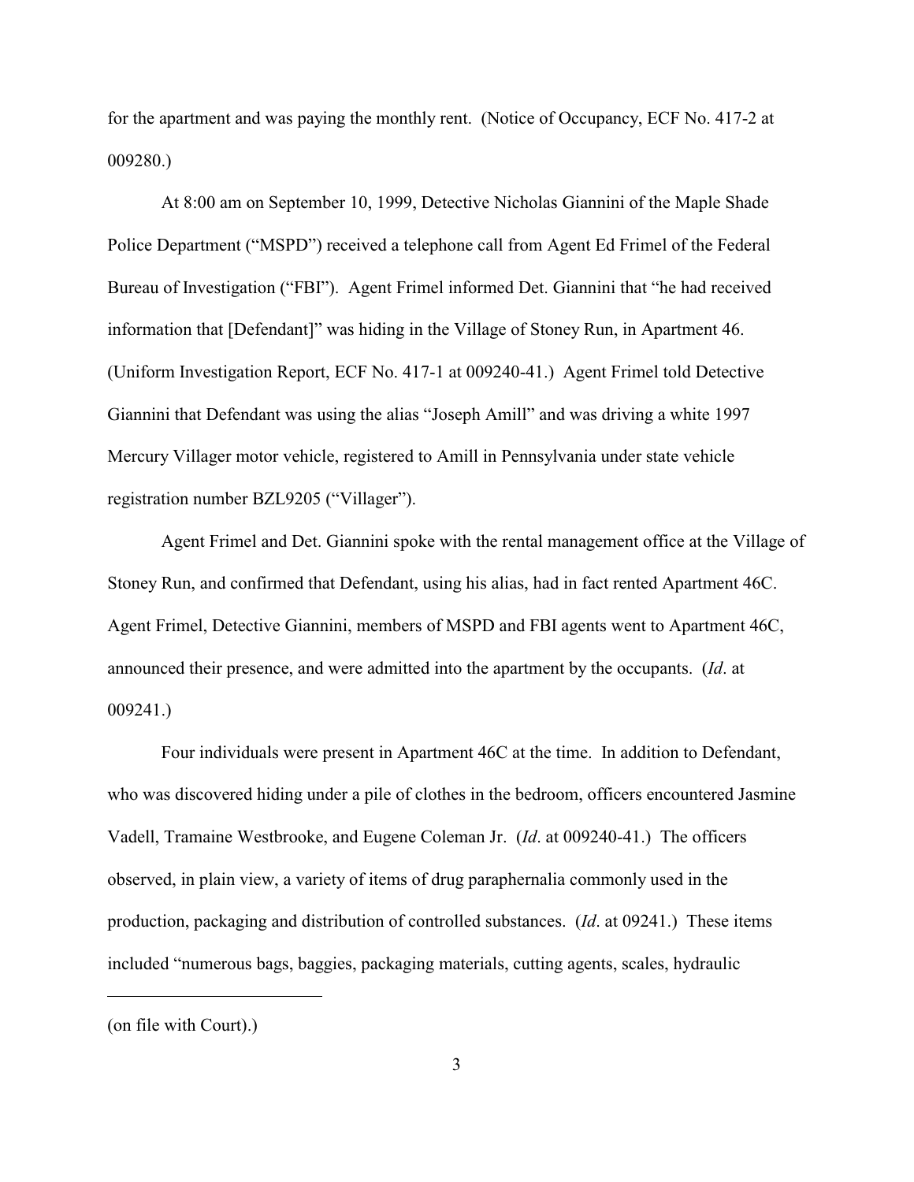for the apartment and was paying the monthly rent. (Notice of Occupancy, ECF No. 417-2 at 009280.)

At 8:00 am on September 10, 1999, Detective Nicholas Giannini of the Maple Shade Police Department ("MSPD") received a telephone call from Agent Ed Frimel of the Federal Bureau of Investigation ("FBI"). Agent Frimel informed Det. Giannini that "he had received information that [Defendant]" was hiding in the Village of Stoney Run, in Apartment 46. (Uniform Investigation Report, ECF No. 417-1 at 009240-41.) Agent Frimel told Detective Giannini that Defendant was using the alias "Joseph Amill" and was driving a white 1997 Mercury Villager motor vehicle, registered to Amill in Pennsylvania under state vehicle registration number BZL9205 ("Villager").

Agent Frimel and Det. Giannini spoke with the rental management office at the Village of Stoney Run, and confirmed that Defendant, using his alias, had in fact rented Apartment 46C. Agent Frimel, Detective Giannini, members of MSPD and FBI agents went to Apartment 46C, announced their presence, and were admitted into the apartment by the occupants. (*Id*. at 009241.)

Four individuals were present in Apartment 46C at the time. In addition to Defendant, who was discovered hiding under a pile of clothes in the bedroom, officers encountered Jasmine Vadell, Tramaine Westbrooke, and Eugene Coleman Jr. (*Id*. at 009240-41.) The officers observed, in plain view, a variety of items of drug paraphernalia commonly used in the production, packaging and distribution of controlled substances. (*Id*. at 09241.) These items included "numerous bags, baggies, packaging materials, cutting agents, scales, hydraulic

---

(on file with Court).)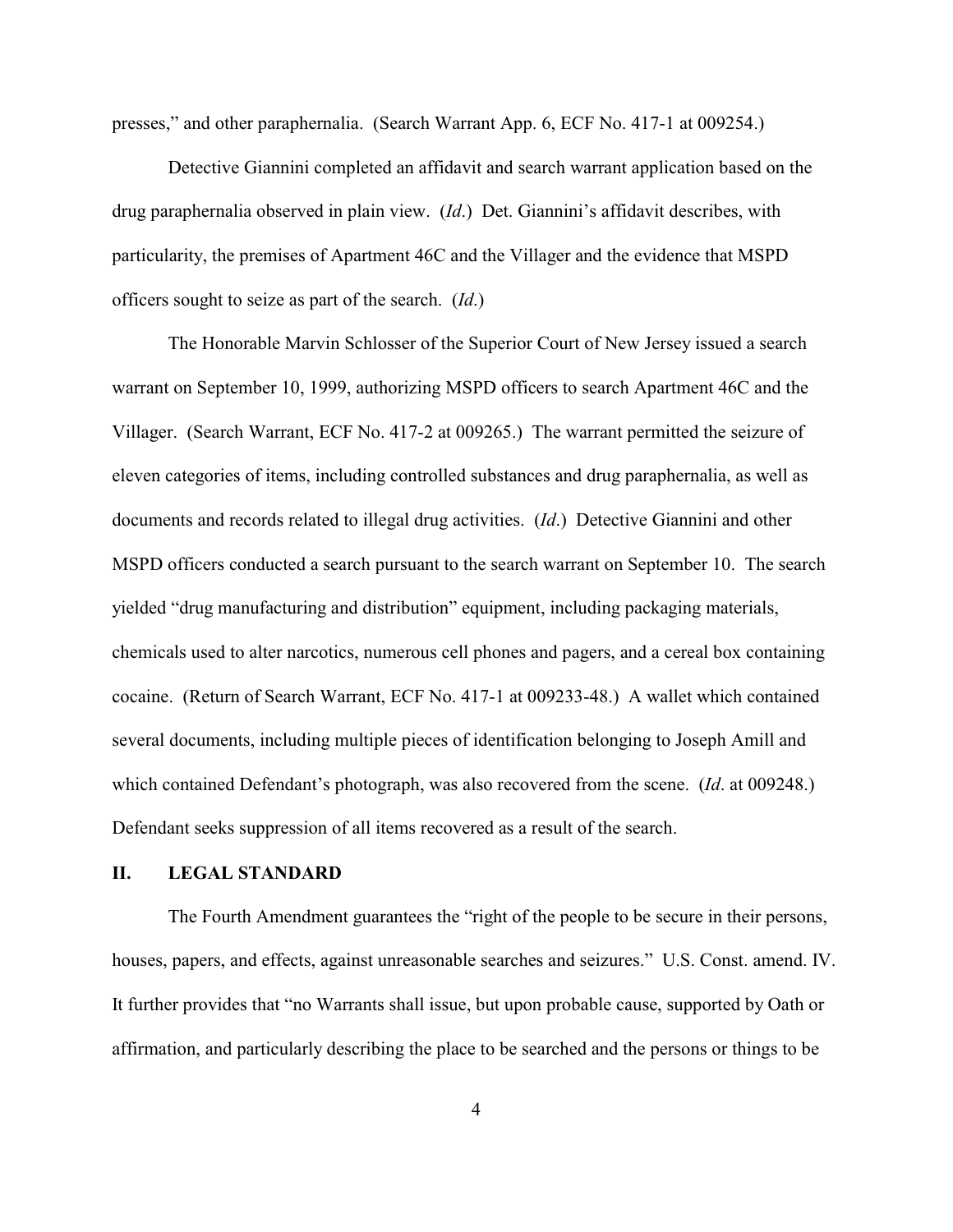presses," and other paraphernalia. (Search Warrant App. 6, ECF No. 417-1 at 009254.)

Detective Giannini completed an affidavit and search warrant application based on the drug paraphernalia observed in plain view. (*Id*.) Det. Giannini's affidavit describes, with particularity, the premises of Apartment 46C and the Villager and the evidence that MSPD officers sought to seize as part of the search. (*Id*.)

The Honorable Marvin Schlosser of the Superior Court of New Jersey issued a search warrant on September 10, 1999, authorizing MSPD officers to search Apartment 46C and the Villager. (Search Warrant, ECF No. 417-2 at 009265.) The warrant permitted the seizure of eleven categories of items, including controlled substances and drug paraphernalia, as well as documents and records related to illegal drug activities. (*Id*.) Detective Giannini and other MSPD officers conducted a search pursuant to the search warrant on September 10. The search yielded "drug manufacturing and distribution" equipment, including packaging materials, chemicals used to alter narcotics, numerous cell phones and pagers, and a cereal box containing cocaine. (Return of Search Warrant, ECF No. 417-1 at 009233-48.) A wallet which contained several documents, including multiple pieces of identification belonging to Joseph Amill and which contained Defendant's photograph, was also recovered from the scene. (*Id*. at 009248.) Defendant seeks suppression of all items recovered as a result of the search.

## II. LEGAL STANDARD

The Fourth Amendment guarantees the "right of the people to be secure in their persons, houses, papers, and effects, against unreasonable searches and seizures." U.S. Const. amend. IV. It further provides that "no Warrants shall issue, but upon probable cause, supported by Oath or affirmation, and particularly describing the place to be searched and the persons or things to be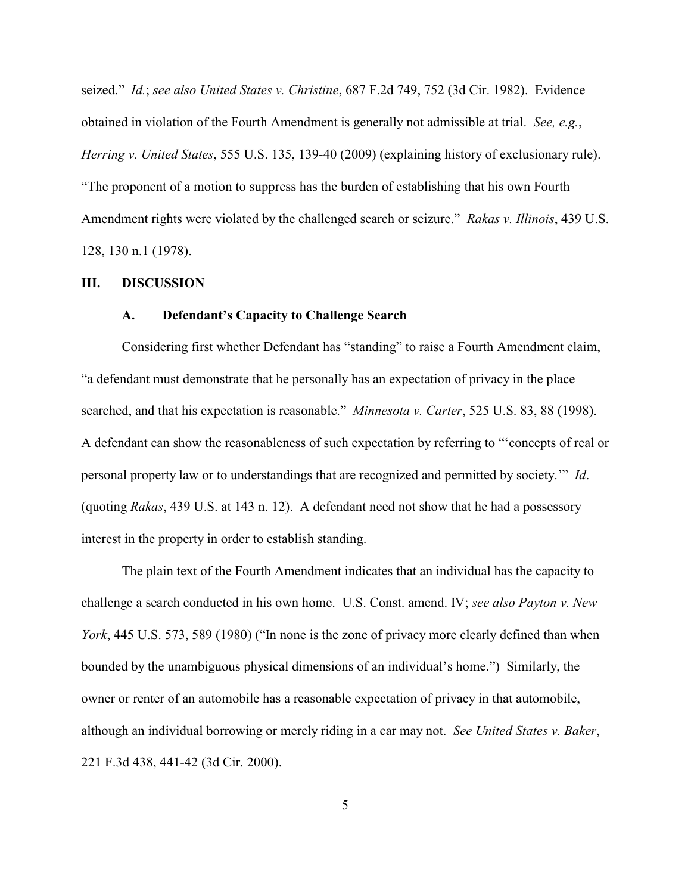seized." *Id.*; *see also United States v. Christine*, 687 F.2d 749, 752 (3d Cir. 1982). Evidence obtained in violation of the Fourth Amendment is generally not admissible at trial. *See, e.g.*, *Herring v. United States*, 555 U.S. 135, 139-40 (2009) (explaining history of exclusionary rule). "The proponent of a motion to suppress has the burden of establishing that his own Fourth Amendment rights were violated by the challenged search or seizure." *Rakas v. Illinois*, 439 U.S. 128, 130 n.1 (1978).

## III. DISCUSSION

### A. Defendant's Capacity to Challenge Search

Considering first whether Defendant has "standing" to raise a Fourth Amendment claim, "a defendant must demonstrate that he personally has an expectation of privacy in the place searched, and that his expectation is reasonable." *Minnesota v. Carter*, 525 U.S. 83, 88 (1998). A defendant can show the reasonableness of such expectation by referring to "'concepts of real or personal property law or to understandings that are recognized and permitted by society.'" *Id*. (quoting *Rakas*, 439 U.S. at 143 n. 12). A defendant need not show that he had a possessory interest in the property in order to establish standing.

The plain text of the Fourth Amendment indicates that an individual has the capacity to challenge a search conducted in his own home. U.S. Const. amend. IV; *see also Payton v. New York*, 445 U.S. 573, 589 (1980) ("In none is the zone of privacy more clearly defined than when bounded by the unambiguous physical dimensions of an individual's home.") Similarly, the owner or renter of an automobile has a reasonable expectation of privacy in that automobile, although an individual borrowing or merely riding in a car may not. *See United States v. Baker*, 221 F.3d 438, 441-42 (3d Cir. 2000).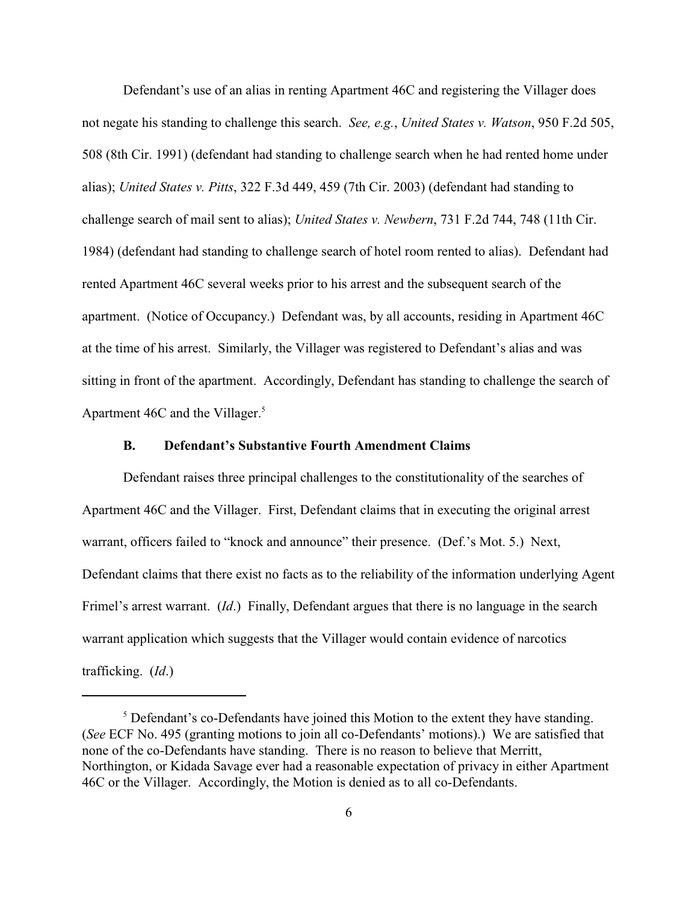Defendant's use of an alias in renting Apartment 46C and registering the Villager does not negate his standing to challenge this search. *See, e.g.*, *United States v. Watson*, 950 F.2d 505, 508 (8th Cir. 1991) (defendant had standing to challenge search when he had rented home under alias); *United States v. Pitts*, 322 F.3d 449, 459 (7th Cir. 2003) (defendant had standing to challenge search of mail sent to alias); *United States v. Newbern*, 731 F.2d 744, 748 (11th Cir. 1984) (defendant had standing to challenge search of hotel room rented to alias). Defendant had rented Apartment 46C several weeks prior to his arrest and the subsequent search of the apartment. (Notice of Occupancy.) Defendant was, by all accounts, residing in Apartment 46C at the time of his arrest. Similarly, the Villager was registered to Defendant's alias and was sitting in front of the apartment. Accordingly, Defendant has standing to challenge the search of Apartment 46C and the Villager.[5]

### B. Defendant's Substantive Fourth Amendment Claims

Defendant raises three principal challenges to the constitutionality of the searches of Apartment 46C and the Villager. First, Defendant claims that in executing the original arrest warrant, officers failed to "knock and announce" their presence. (Def.'s Mot. 5.) Next, Defendant claims that there exist no facts as to the reliability of the information underlying Agent Frimel's arrest warrant. (*Id*.) Finally, Defendant argues that there is no language in the search warrant application which suggests that the Villager would contain evidence of narcotics trafficking. (*Id*.)

---

[5] Defendant's co-Defendants have joined this Motion to the extent they have standing. (*See* ECF No. 495 (granting motions to join all co-Defendants' motions).) We are satisfied that none of the co-Defendants have standing. There is no reason to believe that Merritt, Northington, or Kidada Savage ever had a reasonable expectation of privacy in either Apartment 46C or the Villager. Accordingly, the Motion is denied as to all co-Defendants.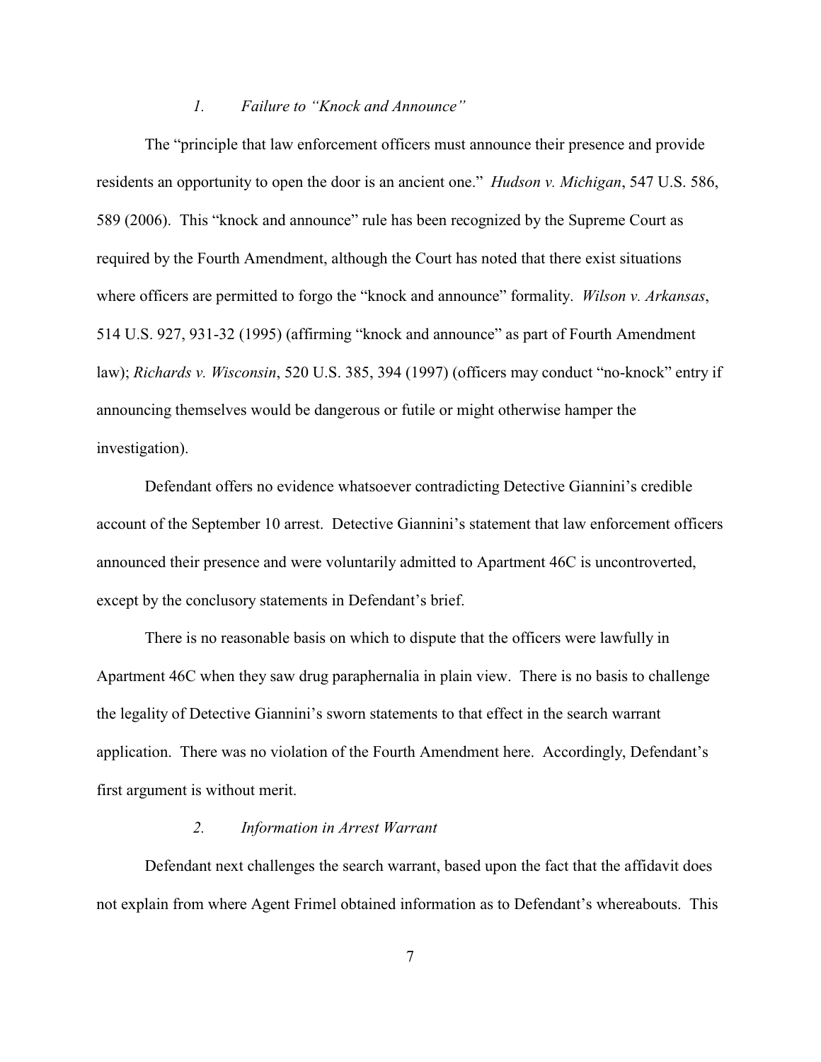### *1. Failure to "Knock and Announce"*

The "principle that law enforcement officers must announce their presence and provide residents an opportunity to open the door is an ancient one." *Hudson v. Michigan*, 547 U.S. 586, 589 (2006). This "knock and announce" rule has been recognized by the Supreme Court as required by the Fourth Amendment, although the Court has noted that there exist situations where officers are permitted to forgo the "knock and announce" formality. *Wilson v. Arkansas*, 514 U.S. 927, 931-32 (1995) (affirming "knock and announce" as part of Fourth Amendment law); *Richards v. Wisconsin*, 520 U.S. 385, 394 (1997) (officers may conduct "no-knock" entry if announcing themselves would be dangerous or futile or might otherwise hamper the investigation).

Defendant offers no evidence whatsoever contradicting Detective Giannini's credible account of the September 10 arrest. Detective Giannini's statement that law enforcement officers announced their presence and were voluntarily admitted to Apartment 46C is uncontroverted, except by the conclusory statements in Defendant's brief.

There is no reasonable basis on which to dispute that the officers were lawfully in Apartment 46C when they saw drug paraphernalia in plain view. There is no basis to challenge the legality of Detective Giannini's sworn statements to that effect in the search warrant application. There was no violation of the Fourth Amendment here. Accordingly, Defendant's first argument is without merit.

### *2. Information in Arrest Warrant*

Defendant next challenges the search warrant, based upon the fact that the affidavit does not explain from where Agent Frimel obtained information as to Defendant's whereabouts. This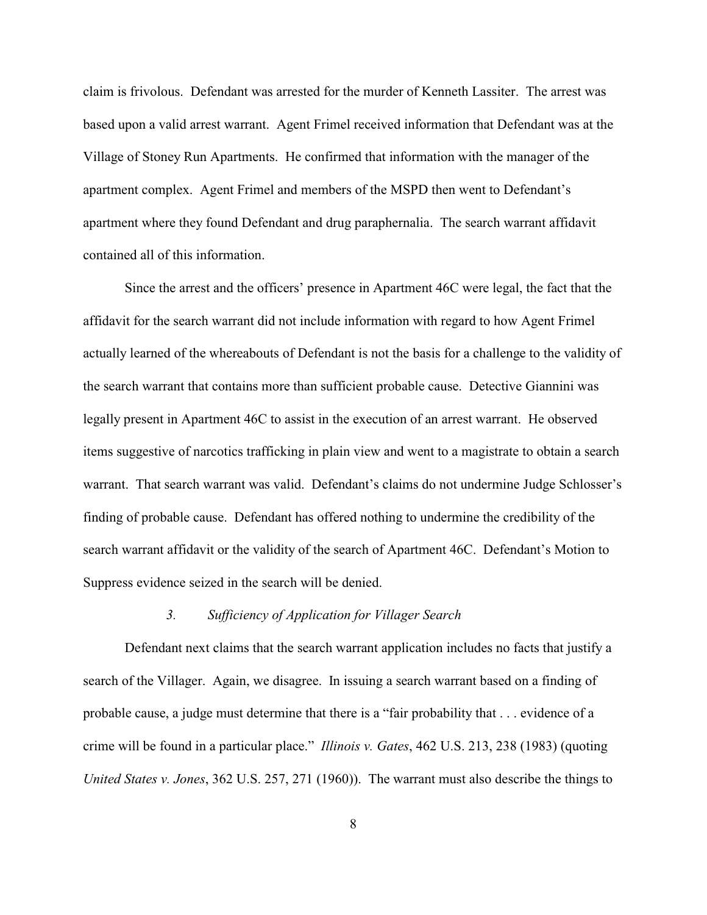claim is frivolous. Defendant was arrested for the murder of Kenneth Lassiter. The arrest was based upon a valid arrest warrant. Agent Frimel received information that Defendant was at the Village of Stoney Run Apartments. He confirmed that information with the manager of the apartment complex. Agent Frimel and members of the MSPD then went to Defendant's apartment where they found Defendant and drug paraphernalia. The search warrant affidavit contained all of this information.

Since the arrest and the officers' presence in Apartment 46C were legal, the fact that the affidavit for the search warrant did not include information with regard to how Agent Frimel actually learned of the whereabouts of Defendant is not the basis for a challenge to the validity of the search warrant that contains more than sufficient probable cause. Detective Giannini was legally present in Apartment 46C to assist in the execution of an arrest warrant. He observed items suggestive of narcotics trafficking in plain view and went to a magistrate to obtain a search warrant. That search warrant was valid. Defendant's claims do not undermine Judge Schlosser's finding of probable cause. Defendant has offered nothing to undermine the credibility of the search warrant affidavit or the validity of the search of Apartment 46C. Defendant's Motion to Suppress evidence seized in the search will be denied.

### *3. Sufficiency of Application for Villager Search*

Defendant next claims that the search warrant application includes no facts that justify a search of the Villager. Again, we disagree. In issuing a search warrant based on a finding of probable cause, a judge must determine that there is a "fair probability that . . . evidence of a crime will be found in a particular place." *Illinois v. Gates*, 462 U.S. 213, 238 (1983) (quoting *United States v. Jones*, 362 U.S. 257, 271 (1960)). The warrant must also describe the things to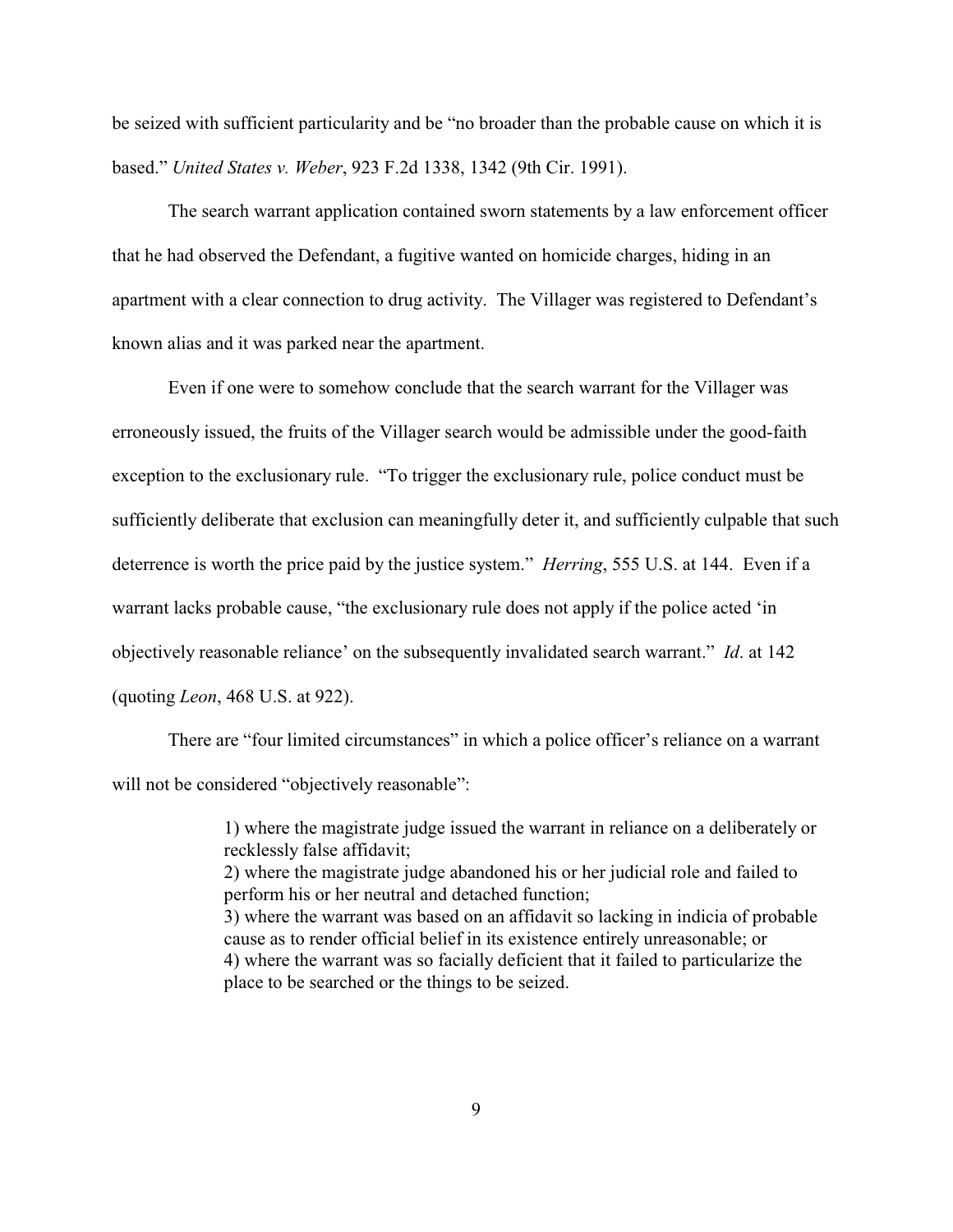be seized with sufficient particularity and be "no broader than the probable cause on which it is based." *United States v. Weber*, 923 F.2d 1338, 1342 (9th Cir. 1991).

The search warrant application contained sworn statements by a law enforcement officer that he had observed the Defendant, a fugitive wanted on homicide charges, hiding in an apartment with a clear connection to drug activity. The Villager was registered to Defendant's known alias and it was parked near the apartment.

Even if one were to somehow conclude that the search warrant for the Villager was erroneously issued, the fruits of the Villager search would be admissible under the good-faith exception to the exclusionary rule. "To trigger the exclusionary rule, police conduct must be sufficiently deliberate that exclusion can meaningfully deter it, and sufficiently culpable that such deterrence is worth the price paid by the justice system." *Herring*, 555 U.S. at 144. Even if a warrant lacks probable cause, "the exclusionary rule does not apply if the police acted 'in objectively reasonable reliance' on the subsequently invalidated search warrant." *Id*. at 142 (quoting *Leon*, 468 U.S. at 922).

There are "four limited circumstances" in which a police officer's reliance on a warrant will not be considered "objectively reasonable":

> 1) where the magistrate judge issued the warrant in reliance on a deliberately or recklessly false affidavit;
> 2) where the magistrate judge abandoned his or her judicial role and failed to perform his or her neutral and detached function;
> 3) where the warrant was based on an affidavit so lacking in indicia of probable cause as to render official belief in its existence entirely unreasonable; or
> 4) where the warrant was so facially deficient that it failed to particularize the place to be searched or the things to be seized.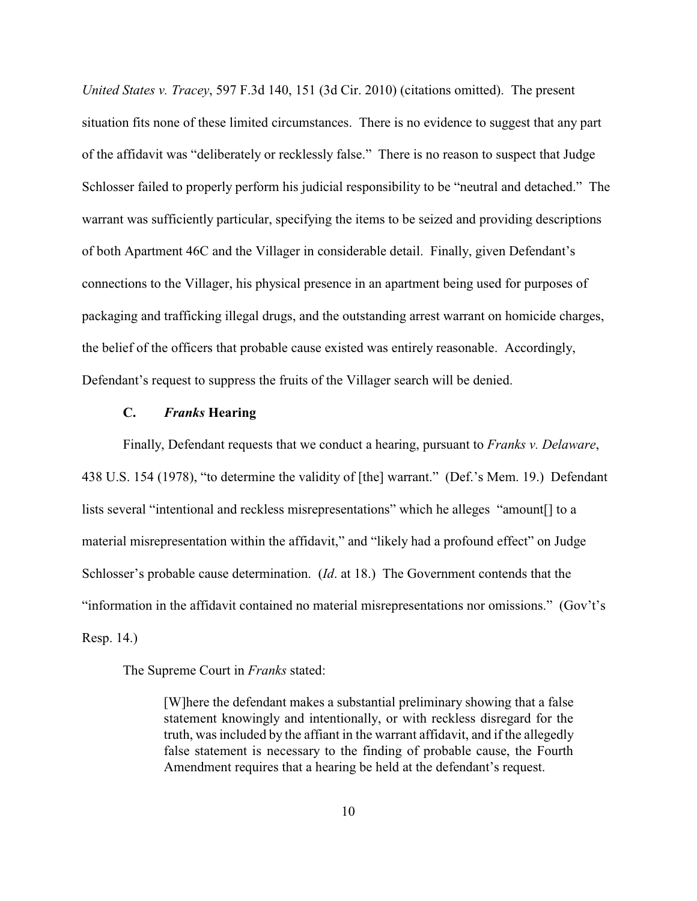*United States v. Tracey*, 597 F.3d 140, 151 (3d Cir. 2010) (citations omitted). The present situation fits none of these limited circumstances. There is no evidence to suggest that any part of the affidavit was "deliberately or recklessly false." There is no reason to suspect that Judge Schlosser failed to properly perform his judicial responsibility to be "neutral and detached." The warrant was sufficiently particular, specifying the items to be seized and providing descriptions of both Apartment 46C and the Villager in considerable detail. Finally, given Defendant's connections to the Villager, his physical presence in an apartment being used for purposes of packaging and trafficking illegal drugs, and the outstanding arrest warrant on homicide charges, the belief of the officers that probable cause existed was entirely reasonable. Accordingly, Defendant's request to suppress the fruits of the Villager search will be denied.

### C. *Franks* Hearing

Finally, Defendant requests that we conduct a hearing, pursuant to *Franks v. Delaware*, 438 U.S. 154 (1978), "to determine the validity of [the] warrant." (Def.'s Mem. 19.) Defendant lists several "intentional and reckless misrepresentations" which he alleges "amount[] to a material misrepresentation within the affidavit," and "likely had a profound effect" on Judge Schlosser's probable cause determination. (*Id*. at 18.) The Government contends that the "information in the affidavit contained no material misrepresentations nor omissions." (Gov't's Resp. 14.)

The Supreme Court in *Franks* stated:

> [W]here the defendant makes a substantial preliminary showing that a false statement knowingly and intentionally, or with reckless disregard for the truth, was included by the affiant in the warrant affidavit, and if the allegedly false statement is necessary to the finding of probable cause, the Fourth Amendment requires that a hearing be held at the defendant's request.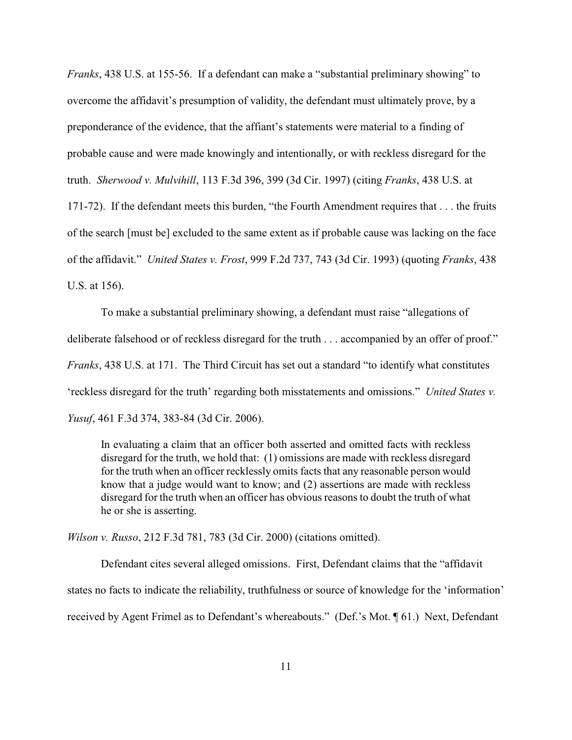*Franks*, 438 U.S. at 155-56. If a defendant can make a "substantial preliminary showing" to overcome the affidavit's presumption of validity, the defendant must ultimately prove, by a preponderance of the evidence, that the affiant's statements were material to a finding of probable cause and were made knowingly and intentionally, or with reckless disregard for the truth. *Sherwood v. Mulvihill*, 113 F.3d 396, 399 (3d Cir. 1997) (citing *Franks*, 438 U.S. at 171-72). If the defendant meets this burden, "the Fourth Amendment requires that . . . the fruits of the search [must be] excluded to the same extent as if probable cause was lacking on the face of the affidavit." *United States v. Frost*, 999 F.2d 737, 743 (3d Cir. 1993) (quoting *Franks*, 438 U.S. at 156).

To make a substantial preliminary showing, a defendant must raise "allegations of deliberate falsehood or of reckless disregard for the truth . . . accompanied by an offer of proof." *Franks*, 438 U.S. at 171. The Third Circuit has set out a standard "to identify what constitutes 'reckless disregard for the truth' regarding both misstatements and omissions." *United States v. Yusuf*, 461 F.3d 374, 383-84 (3d Cir. 2006).

> In evaluating a claim that an officer both asserted and omitted facts with reckless disregard for the truth, we hold that: (1) omissions are made with reckless disregard for the truth when an officer recklessly omits facts that any reasonable person would know that a judge would want to know; and (2) assertions are made with reckless disregard for the truth when an officer has obvious reasons to doubt the truth of what he or she is asserting.

*Wilson v. Russo*, 212 F.3d 781, 783 (3d Cir. 2000) (citations omitted).

Defendant cites several alleged omissions. First, Defendant claims that the "affidavit states no facts to indicate the reliability, truthfulness or source of knowledge for the 'information' received by Agent Frimel as to Defendant's whereabouts." (Def.'s Mot. ¶ 61.) Next, Defendant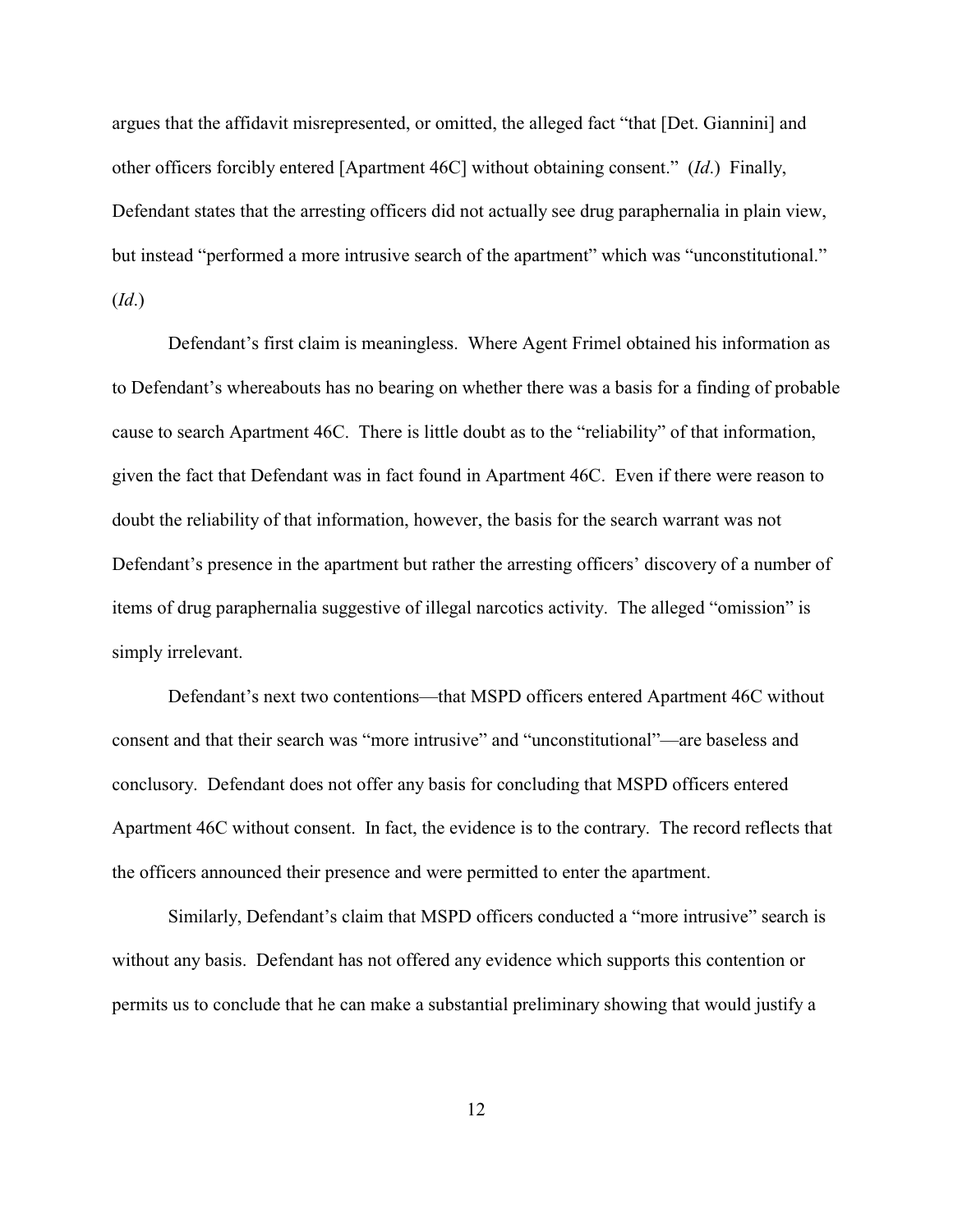argues that the affidavit misrepresented, or omitted, the alleged fact "that [Det. Giannini] and other officers forcibly entered [Apartment 46C] without obtaining consent." (*Id*.) Finally, Defendant states that the arresting officers did not actually see drug paraphernalia in plain view, but instead "performed a more intrusive search of the apartment" which was "unconstitutional." (*Id*.)

Defendant's first claim is meaningless. Where Agent Frimel obtained his information as to Defendant's whereabouts has no bearing on whether there was a basis for a finding of probable cause to search Apartment 46C. There is little doubt as to the "reliability" of that information, given the fact that Defendant was in fact found in Apartment 46C. Even if there were reason to doubt the reliability of that information, however, the basis for the search warrant was not Defendant's presence in the apartment but rather the arresting officers' discovery of a number of items of drug paraphernalia suggestive of illegal narcotics activity. The alleged "omission" is simply irrelevant.

Defendant's next two contentions—that MSPD officers entered Apartment 46C without consent and that their search was "more intrusive" and "unconstitutional"—are baseless and conclusory. Defendant does not offer any basis for concluding that MSPD officers entered Apartment 46C without consent. In fact, the evidence is to the contrary. The record reflects that the officers announced their presence and were permitted to enter the apartment.

Similarly, Defendant's claim that MSPD officers conducted a "more intrusive" search is without any basis. Defendant has not offered any evidence which supports this contention or permits us to conclude that he can make a substantial preliminary showing that would justify a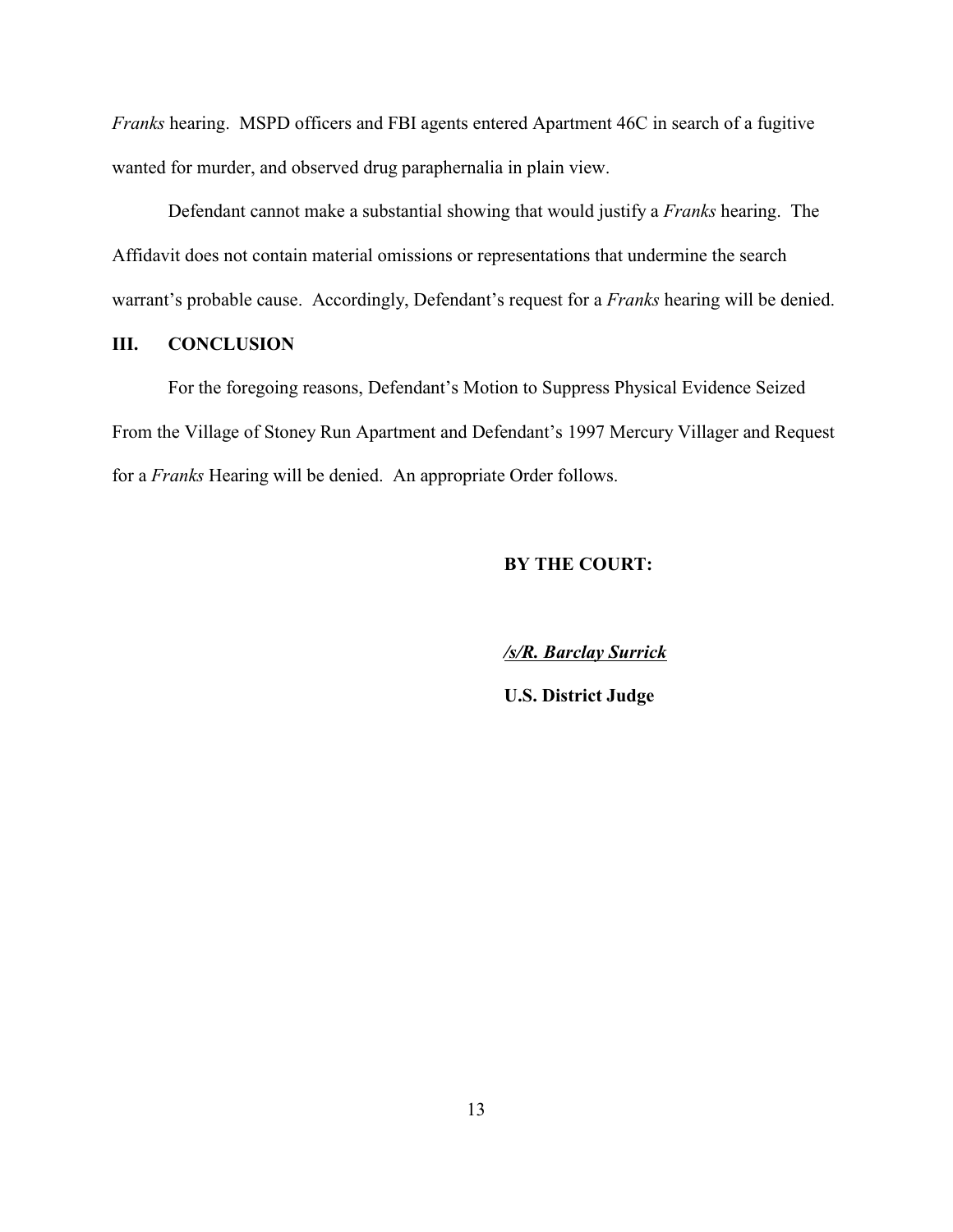*Franks* hearing. MSPD officers and FBI agents entered Apartment 46C in search of a fugitive wanted for murder, and observed drug paraphernalia in plain view.

Defendant cannot make a substantial showing that would justify a *Franks* hearing. The Affidavit does not contain material omissions or representations that undermine the search warrant's probable cause. Accordingly, Defendant's request for a *Franks* hearing will be denied.

## III. CONCLUSION

For the foregoing reasons, Defendant's Motion to Suppress Physical Evidence Seized From the Village of Stoney Run Apartment and Defendant's 1997 Mercury Villager and Request for a *Franks* Hearing will be denied. An appropriate Order follows.

**BY THE COURT:**

***/s/R. Barclay Surrick***

**U.S. District Judge**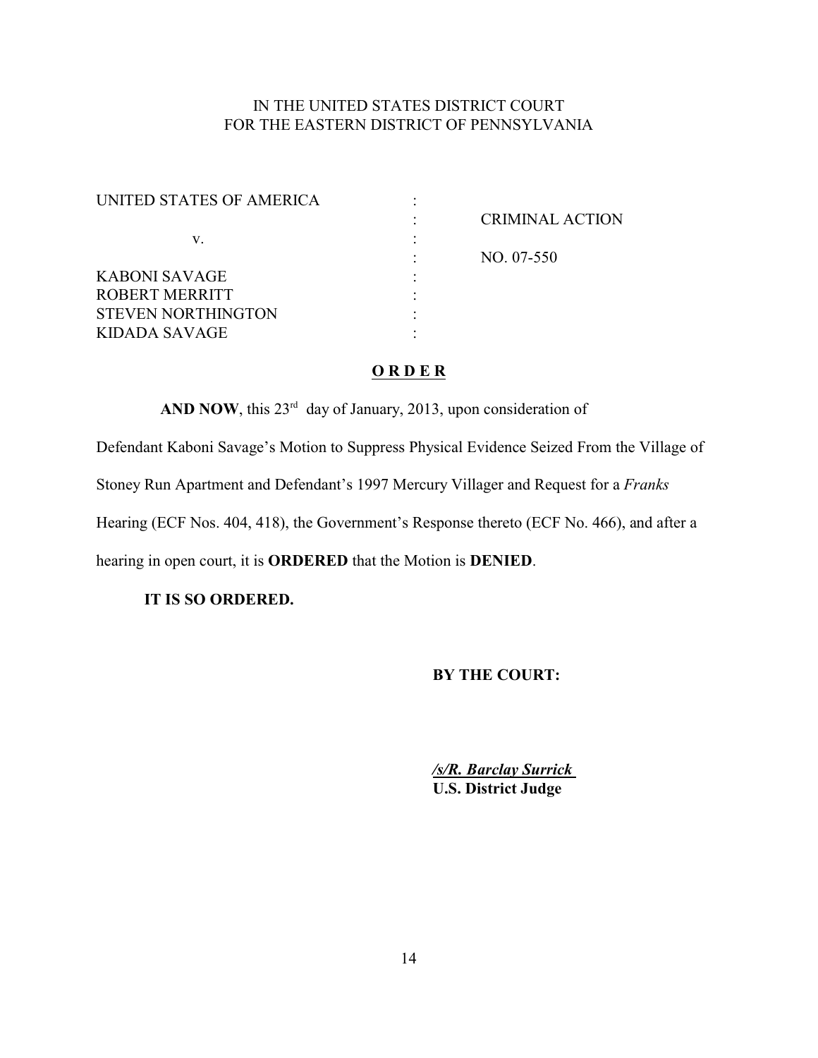IN THE UNITED STATES DISTRICT COURT
FOR THE EASTERN DISTRICT OF PENNSYLVANIA

| | | |
|---|---|---|
| UNITED STATES OF AMERICA | : | |
| | : | CRIMINAL ACTION |
| v. | : | |
| | : | NO. 07-550 |
| KABONI SAVAGE | : | |
| ROBERT MERRITT | : | |
| STEVEN NORTHINGTON | : | |
| KIDADA SAVAGE | : | |

## **O R D E R**

**AND NOW**, this 23rd day of January, 2013, upon consideration of Defendant Kaboni Savage's Motion to Suppress Physical Evidence Seized From the Village of Stoney Run Apartment and Defendant's 1997 Mercury Villager and Request for a *Franks* Hearing (ECF Nos. 404, 418), the Government's Response thereto (ECF No. 466), and after a hearing in open court, it is **ORDERED** that the Motion is **DENIED**.

**IT IS SO ORDERED.**

**BY THE COURT:**

***/s/R. Barclay Surrick***
**U.S. District Judge**